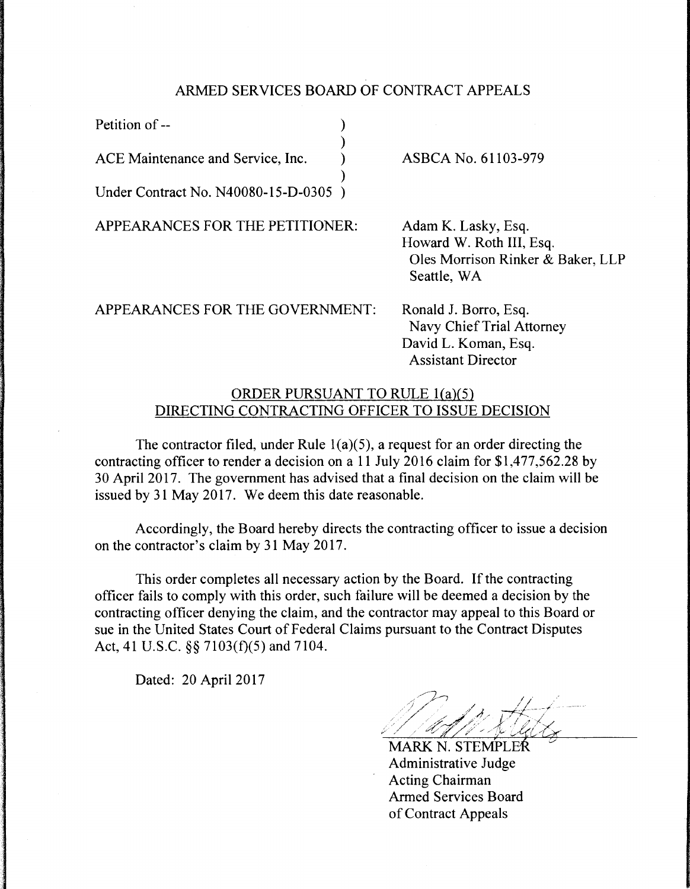# ARMED SERVICES BOARD OF CONTRACT APPEALS

Petition of --

ACE Maintenance and Service, Inc.

Under Contract No. N40080-15-D-0305

ASBCA No. 61103-979

APPEARANCES FOR THE PETITIONER:

Adam K. Lasky, Esq.
Howard W. Roth III, Esq.
Oles Morrison Rinker & Baker, LLP
Seattle, WA

APPEARANCES FOR THE GOVERNMENT:

Ronald J. Borro, Esq.
Navy Chief Trial Attorney
David L. Koman, Esq.
Assistant Director

## ORDER PURSUANT TO RULE 1(a)(5) DIRECTING CONTRACTING OFFICER TO ISSUE DECISION

The contractor filed, under Rule 1(a)(5), a request for an order directing the contracting officer to render a decision on a 11 July 2016 claim for $1,477,562.28 by 30 April 2017. The government has advised that a final decision on the claim will be issued by 31 May 2017. We deem this date reasonable.

Accordingly, the Board hereby directs the contracting officer to issue a decision on the contractor's claim by 31 May 2017.

This order completes all necessary action by the Board. If the contracting officer fails to comply with this order, such failure will be deemed a decision by the contracting officer denying the claim, and the contractor may appeal to this Board or sue in the United States Court of Federal Claims pursuant to the Contract Disputes Act, 41 U.S.C. §§ 7103(f)(5) and 7104.

Dated: 20 April 2017

MARK N. STEMPLER
Administrative Judge
Acting Chairman
Armed Services Board
of Contract Appeals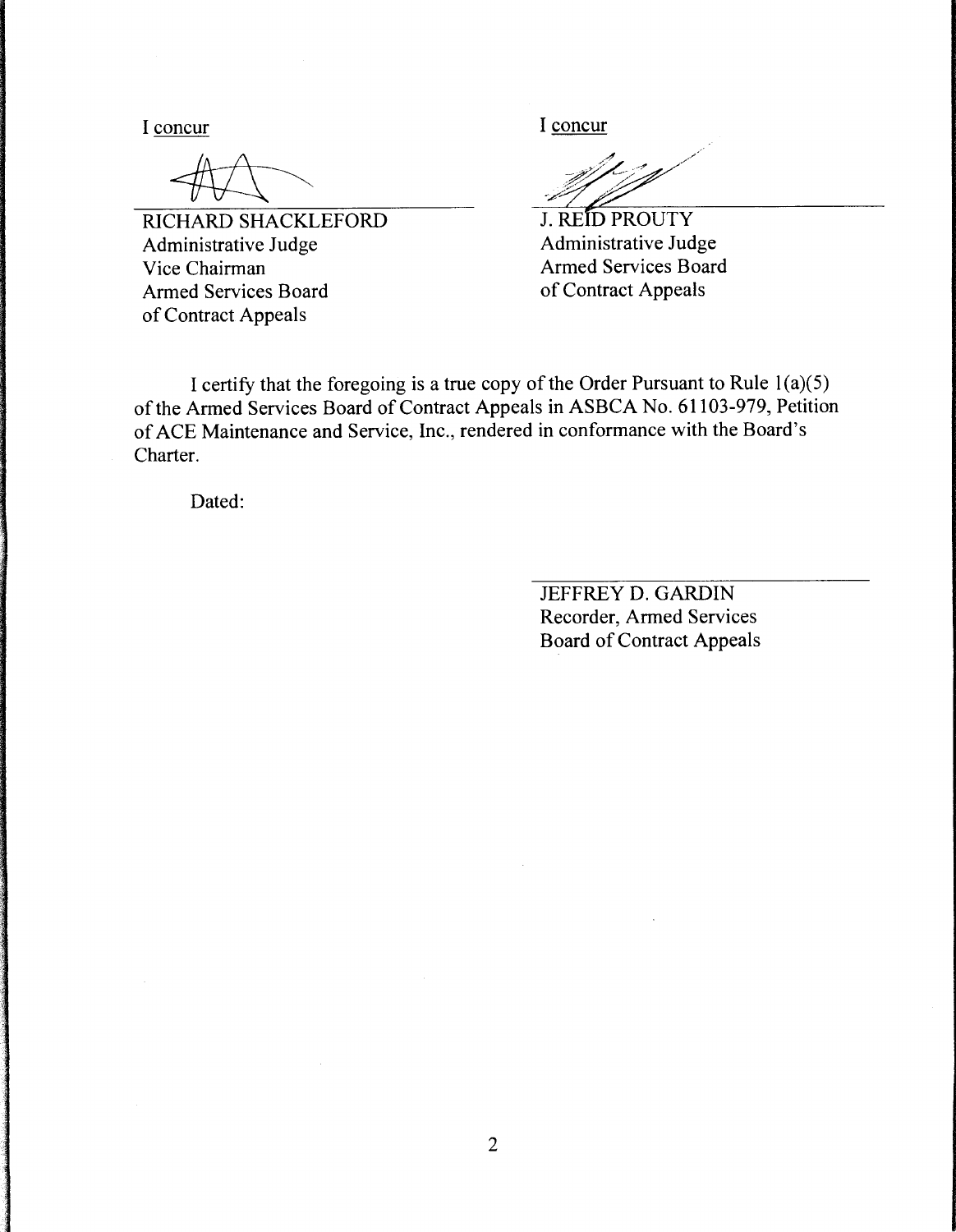I concur

RICHARD SHACKLEFORD
Administrative Judge
Vice Chairman
Armed Services Board
of Contract Appeals

I concur

J. REID PROUTY
Administrative Judge
Armed Services Board
of Contract Appeals

I certify that the foregoing is a true copy of the Order Pursuant to Rule 1(a)(5) of the Armed Services Board of Contract Appeals in ASBCA No. 61103-979, Petition of ACE Maintenance and Service, Inc., rendered in conformance with the Board's Charter.

Dated:

JEFFREY D. GARDIN
Recorder, Armed Services
Board of Contract Appeals